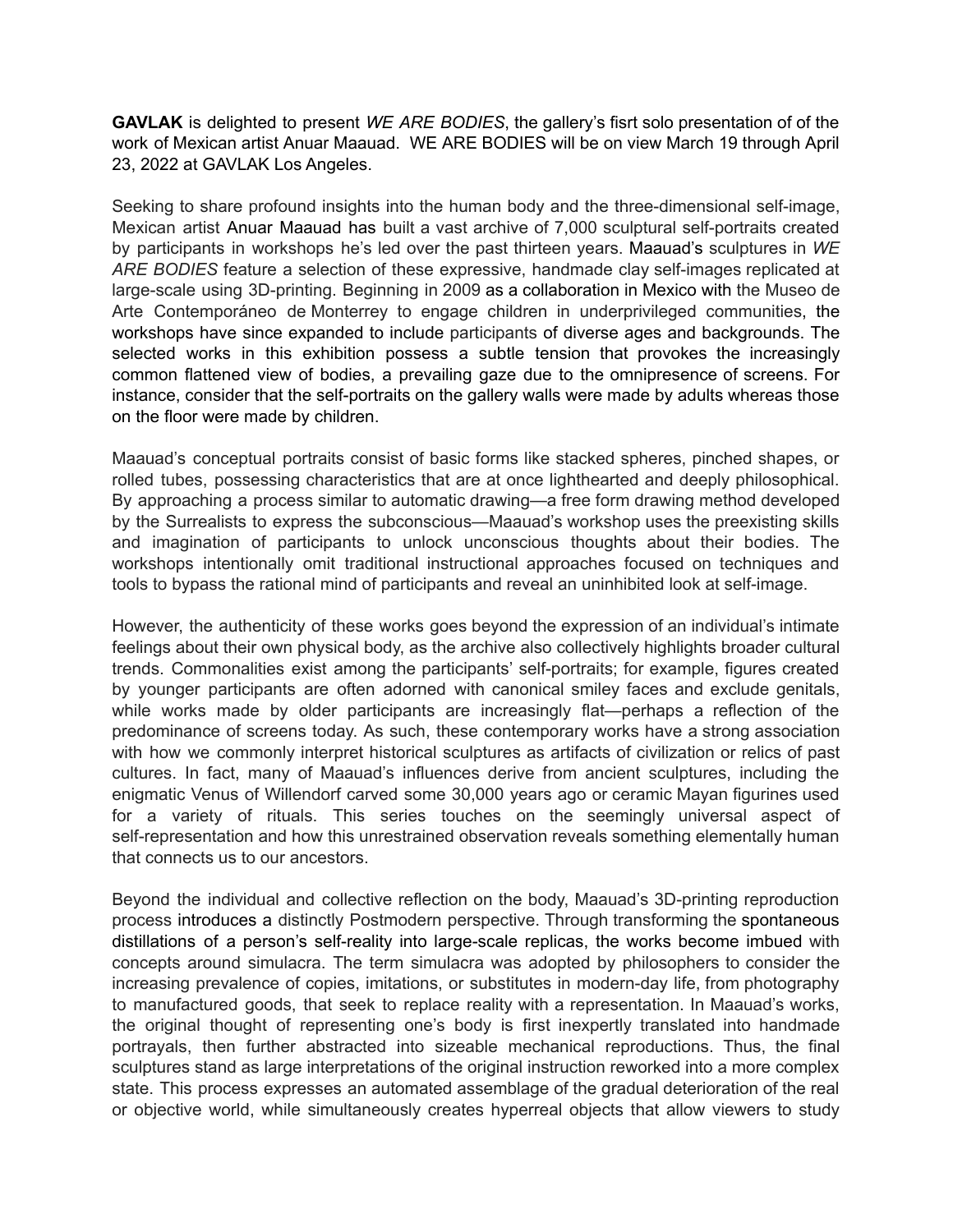**GAVLAK** is delighted to present *WE ARE BODIES*, the gallery's fisrt solo presentation of of the work of Mexican artist Anuar Maauad. WE ARE BODIES will be on view March 19 through April 23, 2022 at GAVLAK Los Angeles.

Seeking to share profound insights into the human body and the three-dimensional self-image, Mexican artist Anuar Maauad has built a vast archive of 7,000 sculptural self-portraits created by participants in workshops he's led over the past thirteen years. Maauad's sculptures in *WE ARE BODIES* feature a selection of these expressive, handmade clay self-images replicated at large-scale using 3D-printing. Beginning in 2009 as a collaboration in Mexico with the Museo de Arte Contemporáneo de Monterrey to engage children in underprivileged communities, the workshops have since expanded to include participants of diverse ages and backgrounds. The selected works in this exhibition possess a subtle tension that provokes the increasingly common flattened view of bodies, a prevailing gaze due to the omnipresence of screens. For instance, consider that the self-portraits on the gallery walls were made by adults whereas those on the floor were made by children.

Maauad's conceptual portraits consist of basic forms like stacked spheres, pinched shapes, or rolled tubes, possessing characteristics that are at once lighthearted and deeply philosophical. By approaching a process similar to automatic drawing—a free form drawing method developed by the Surrealists to express the subconscious—Maauad's workshop uses the preexisting skills and imagination of participants to unlock unconscious thoughts about their bodies. The workshops intentionally omit traditional instructional approaches focused on techniques and tools to bypass the rational mind of participants and reveal an uninhibited look at self-image.

However, the authenticity of these works goes beyond the expression of an individual's intimate feelings about their own physical body, as the archive also collectively highlights broader cultural trends. Commonalities exist among the participants' self-portraits; for example, figures created by younger participants are often adorned with canonical smiley faces and exclude genitals, while works made by older participants are increasingly flat—perhaps a reflection of the predominance of screens today. As such, these contemporary works have a strong association with how we commonly interpret historical sculptures as artifacts of civilization or relics of past cultures. In fact, many of Maauad's influences derive from ancient sculptures, including the enigmatic Venus of Willendorf carved some 30,000 years ago or ceramic Mayan figurines used for a variety of rituals. This series touches on the seemingly universal aspect of self-representation and how this unrestrained observation reveals something elementally human that connects us to our ancestors.

Beyond the individual and collective reflection on the body, Maauad's 3D-printing reproduction process introduces a distinctly Postmodern perspective. Through transforming the spontaneous distillations of a person's self-reality into large-scale replicas, the works become imbued with concepts around simulacra. The term simulacra was adopted by philosophers to consider the increasing prevalence of copies, imitations, or substitutes in modern-day life, from photography to manufactured goods, that seek to replace reality with a representation. In Maauad's works, the original thought of representing one's body is first inexpertly translated into handmade portrayals, then further abstracted into sizeable mechanical reproductions. Thus, the final sculptures stand as large interpretations of the original instruction reworked into a more complex state. This process expresses an automated assemblage of the gradual deterioration of the real or objective world, while simultaneously creates hyperreal objects that allow viewers to study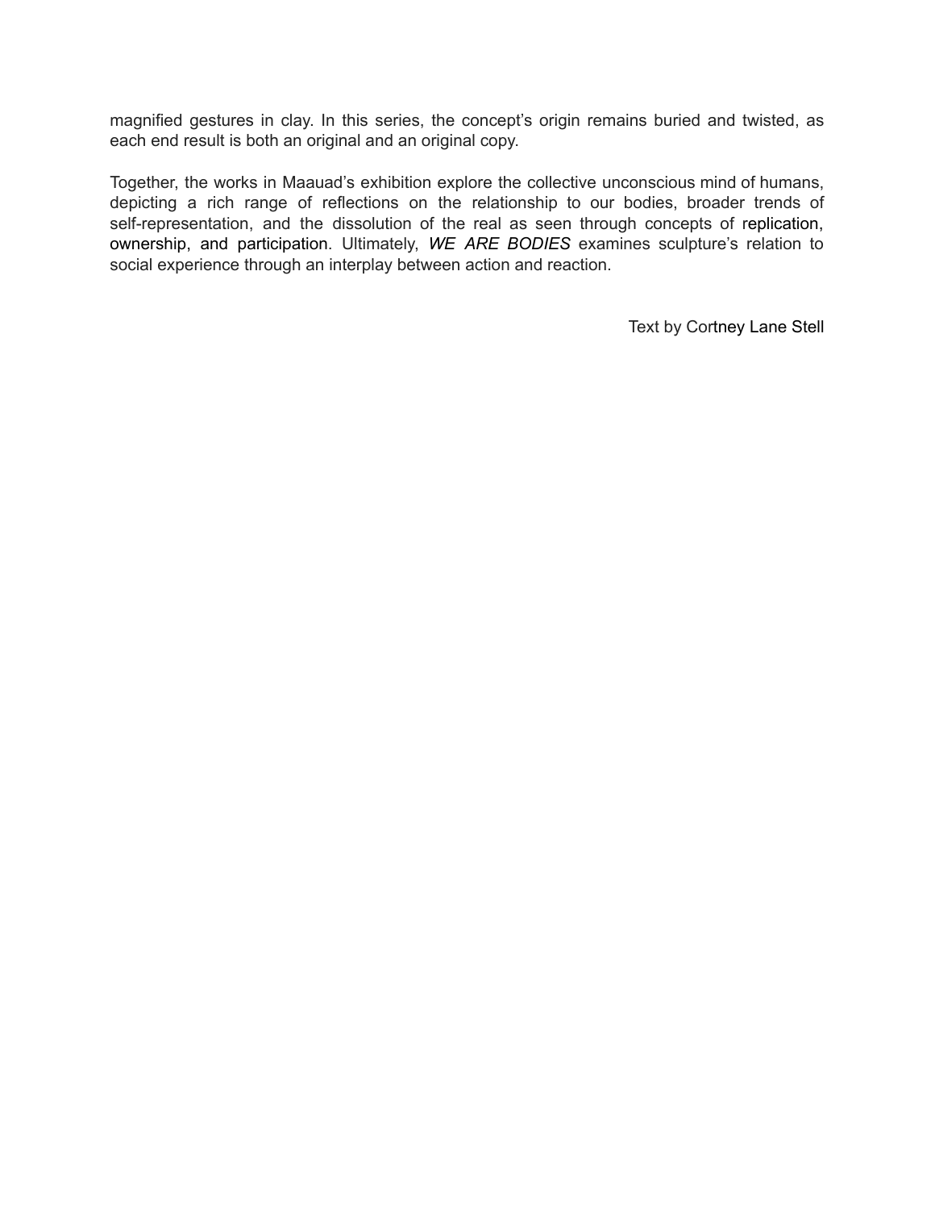magnified gestures in clay. In this series, the concept's origin remains buried and twisted, as each end result is both an original and an original copy.

Together, the works in Maauad's exhibition explore the collective unconscious mind of humans, depicting a rich range of reflections on the relationship to our bodies, broader trends of self-representation, and the dissolution of the real as seen through concepts of replication, ownership, and participation. Ultimately, *WE ARE BODIES* examines sculpture's relation to social experience through an interplay between action and reaction.

Text by Cortney Lane Stell